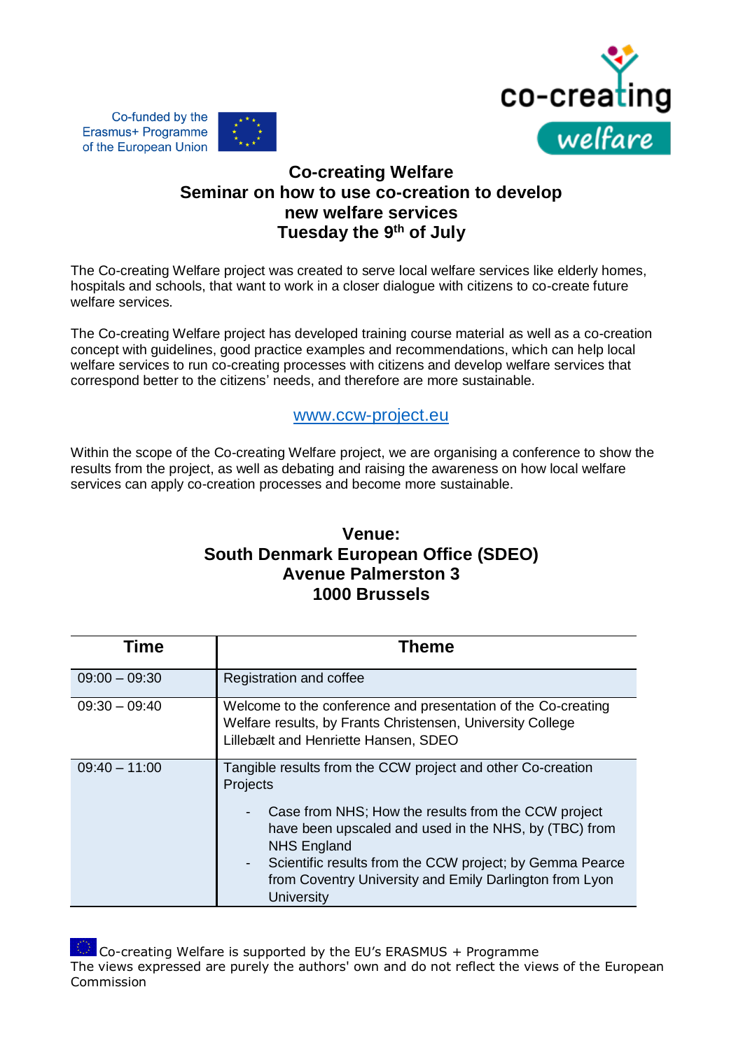Co-funded by the Erasmus+ Programme of the European Union

co-creating welfare

# Co-creating Welfare
## Seminar on how to use co-creation to develop new welfare services
## Tuesday the 9th of July

The Co-creating Welfare project was created to serve local welfare services like elderly homes, hospitals and schools, that want to work in a closer dialogue with citizens to co-create future welfare services.

The Co-creating Welfare project has developed training course material as well as a co-creation concept with guidelines, good practice examples and recommendations, which can help local welfare services to run co-creating processes with citizens and develop welfare services that correspond better to the citizens' needs, and therefore are more sustainable.

www.ccw-project.eu

Within the scope of the Co-creating Welfare project, we are organising a conference to show the results from the project, as well as debating and raising the awareness on how local welfare services can apply co-creation processes and become more sustainable.

**Venue:**
**South Denmark European Office (SDEO)**
**Avenue Palmerston 3**
**1000 Brussels**

| Time | Theme |
|---|---|
| 09:00 – 09:30 | Registration and coffee |
| 09:30 – 09:40 | Welcome to the conference and presentation of the Co-creating Welfare results, by Frants Christensen, University College Lillebælt and Henriette Hansen, SDEO |
| 09:40 – 11:00 | Tangible results from the CCW project and other Co-creation Projects<br>- Case from NHS; How the results from the CCW project have been upscaled and used in the NHS, by (TBC) from NHS England<br>- Scientific results from the CCW project; by Gemma Pearce from Coventry University and Emily Darlington from Lyon University |

Co-creating Welfare is supported by the EU's ERASMUS + Programme
The views expressed are purely the authors' own and do not reflect the views of the European Commission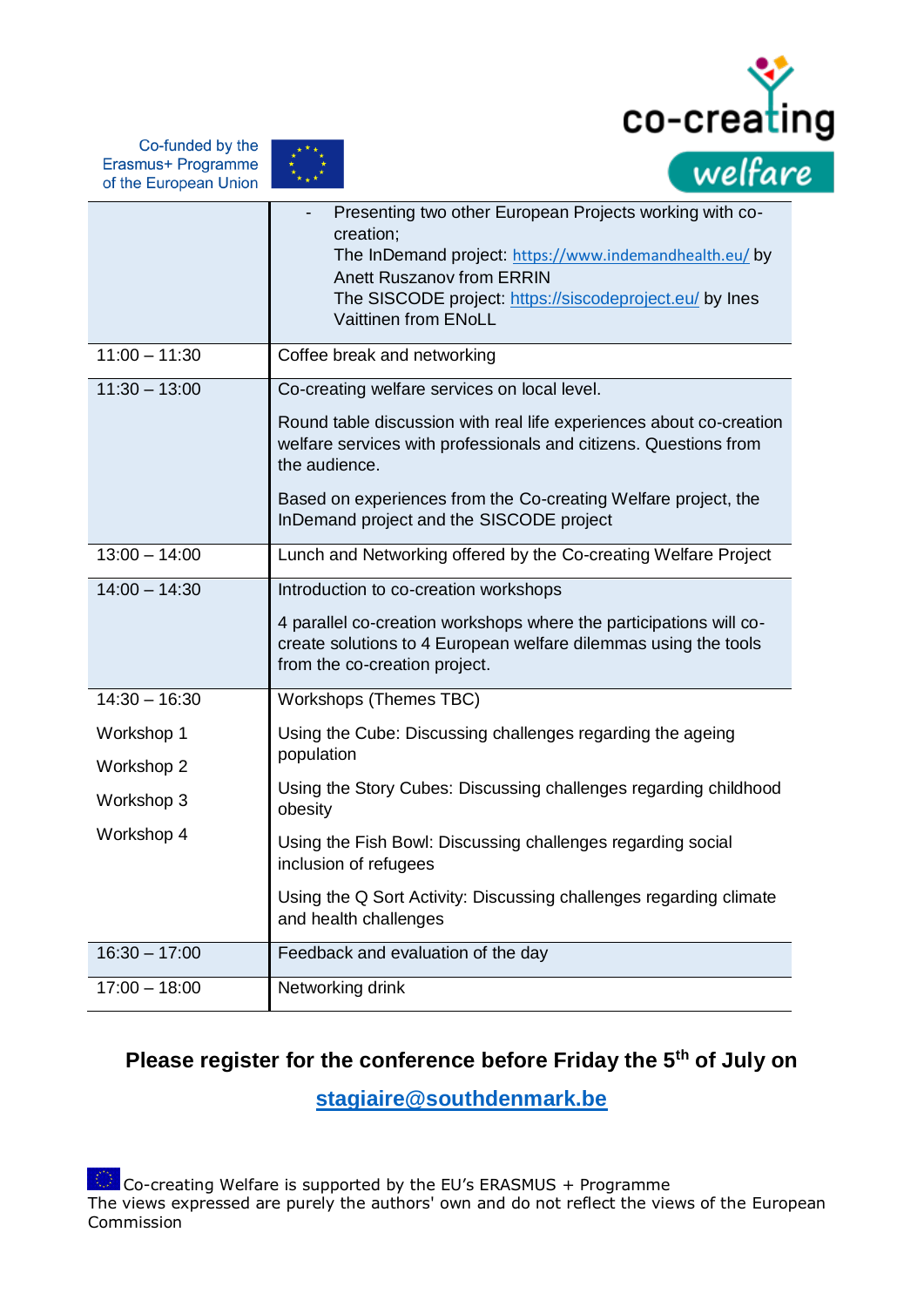Co-funded by the Erasmus+ Programme of the European Union

co-creating welfare

| | |
|---|---|
| | - Presenting two other European Projects working with co-creation; The InDemand project: https://www.indemandhealth.eu/ by Anett Ruszanov from ERRIN The SISCODE project: https://siscodeproject.eu/ by Ines Vaittinen from ENoLL |
| 11:00 – 11:30 | Coffee break and networking |
| 11:30 – 13:00 | Co-creating welfare services on local level.<br><br>Round table discussion with real life experiences about co-creation welfare services with professionals and citizens. Questions from the audience.<br><br>Based on experiences from the Co-creating Welfare project, the InDemand project and the SISCODE project |
| 13:00 – 14:00 | Lunch and Networking offered by the Co-creating Welfare Project |
| 14:00 – 14:30 | Introduction to co-creation workshops<br><br>4 parallel co-creation workshops where the participations will co-create solutions to 4 European welfare dilemmas using the tools from the co-creation project. |
| 14:30 – 16:30 | Workshops (Themes TBC) |
| Workshop 1 | Using the Cube: Discussing challenges regarding the ageing population |
| Workshop 2 | Using the Story Cubes: Discussing challenges regarding childhood obesity |
| Workshop 3 | Using the Fish Bowl: Discussing challenges regarding social inclusion of refugees |
| Workshop 4 | Using the Q Sort Activity: Discussing challenges regarding climate and health challenges |
| 16:30 – 17:00 | Feedback and evaluation of the day |
| 17:00 – 18:00 | Networking drink |

**Please register for the conference before Friday the 5th of July on**

**stagiaire@southdenmark.be**

Co-creating Welfare is supported by the EU's ERASMUS + Programme
The views expressed are purely the authors' own and do not reflect the views of the European Commission